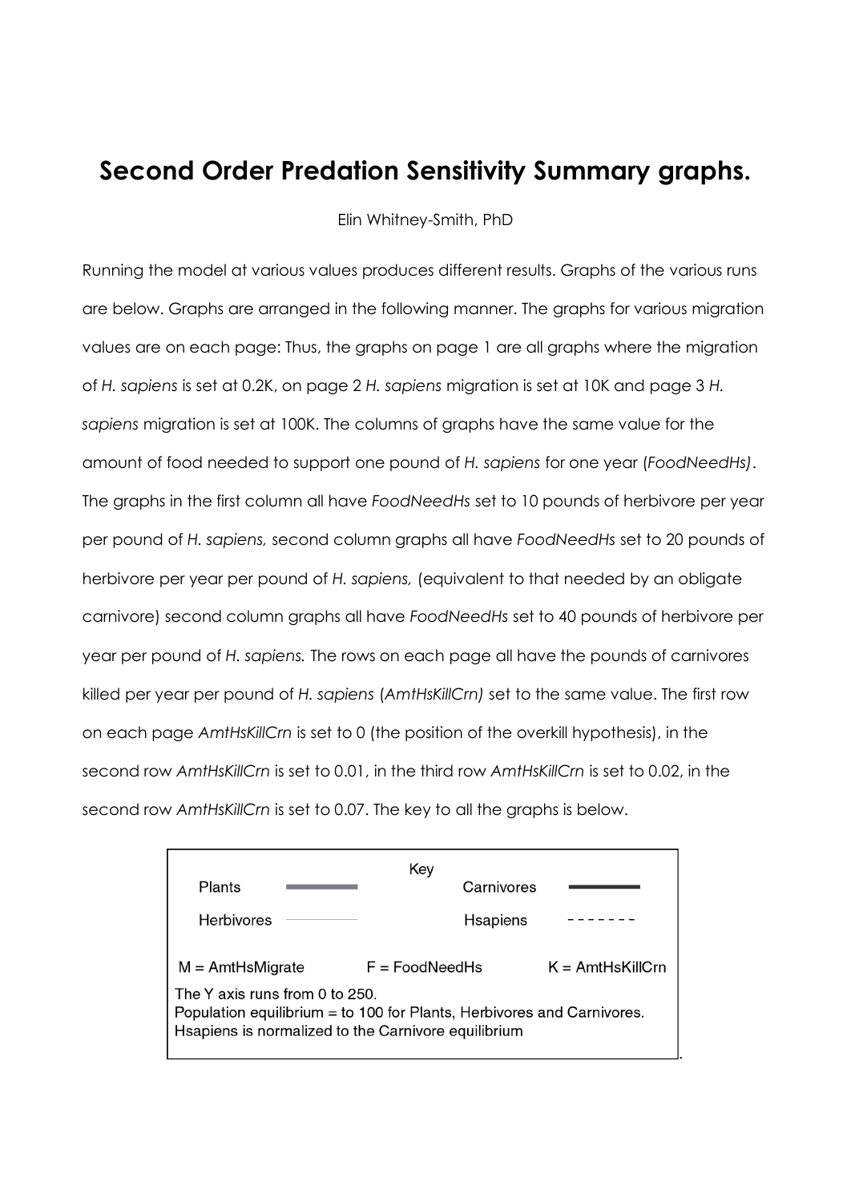# Second Order Predation Sensitivity Summary graphs.

Elin Whitney-Smith, PhD

Running the model at various values produces different results. Graphs of the various runs are below. Graphs are arranged in the following manner. The graphs for various migration values are on each page: Thus, the graphs on page 1 are all graphs where the migration of *H. sapiens* is set at 0.2K, on page 2 *H. sapiens* migration is set at 10K and page 3 *H. sapiens* migration is set at 100K. The columns of graphs have the same value for the amount of food needed to support one pound of *H. sapiens* for one year (*FoodNeedHs)*. The graphs in the first column all have *FoodNeedHs* set to 10 pounds of herbivore per year per pound of *H. sapiens,* second column graphs all have *FoodNeedHs* set to 20 pounds of herbivore per year per pound of *H. sapiens,* (equivalent to that needed by an obligate carnivore) second column graphs all have *FoodNeedHs* set to 40 pounds of herbivore per year per pound of *H. sapiens.* The rows on each page all have the pounds of carnivores killed per year per pound of *H. sapiens* (*AmtHsKillCrn)* set to the same value. The first row on each page *AmtHsKillCrn* is set to 0 (the position of the overkill hypothesis), in the second row *AmtHsKillCrn* is set to 0.01, in the third row *AmtHsKillCrn* is set to 0.02, in the second row *AmtHsKillCrn* is set to 0.07. The key to all the graphs is below.

**Key**

| | | | |
|---|---|---|---|
| Plants | (thick gray line) | Carnivores | (thick black line) |
| Herbivores | (thin line) | Hsapiens | - - - - - - - |

M = AmtHsMigrate    F = FoodNeedHs    K = AmtHsKillCrn

The Y axis runs from 0 to 250.
Population equilibrium = to 100 for Plants, Herbivores and Carnivores.
Hsapiens is normalized to the Carnivore equilibrium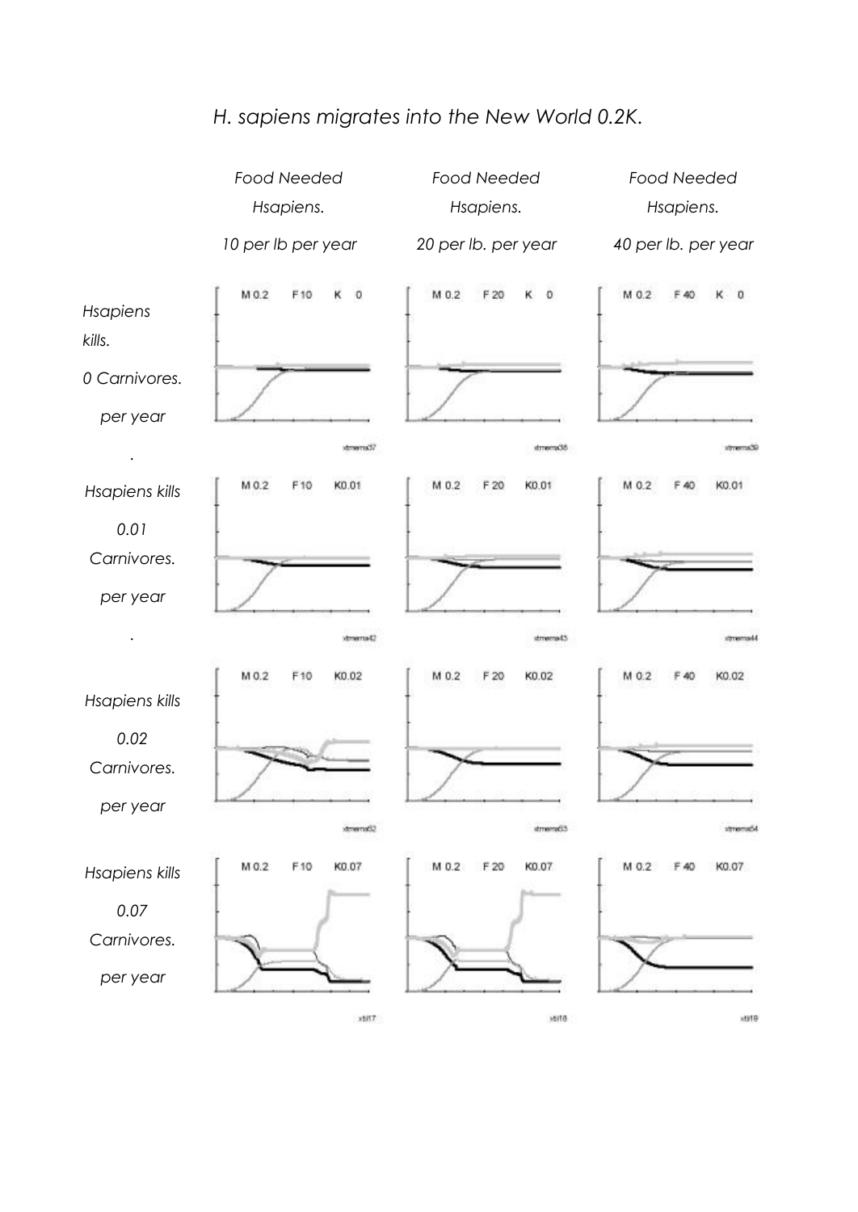*H. sapiens migrates into the New World 0.2K.*

| | *Food Needed Hsapiens. 10 per lb per year* | *Food Needed Hsapiens. 20 per lb. per year* | *Food Needed Hsapiens. 40 per lb. per year* |
|---|---|---|---|
| *Hsapiens kills. 0 Carnivores. per year* | M 0.2 F10 K 0 (xtmema37) | M 0.2 F 20 K 0 (xtmema38) | M 0.2 F 40 K 0 (xtmema39) |
| *Hsapiens kills 0.01 Carnivores. per year* | M 0.2 F10 K0.01 (xtmema42) | M 0.2 F 20 K0.01 (xtmema43) | M 0.2 F 40 K0.01 (xtmema44) |
| *Hsapiens kills 0.02 Carnivores. per year* | M 0.2 F10 K0.02 (xtmema62) | M 0.2 F 20 K0.02 (xtmema63) | M 0.2 F 40 K0.02 (xtmema64) |
| *Hsapiens kills 0.07 Carnivores. per year* | M 0.2 F10 K0.07 (xtil17) | M 0.2 F 20 K0.07 (xtil18) | M 0.2 F 40 K0.07 (xtil19) |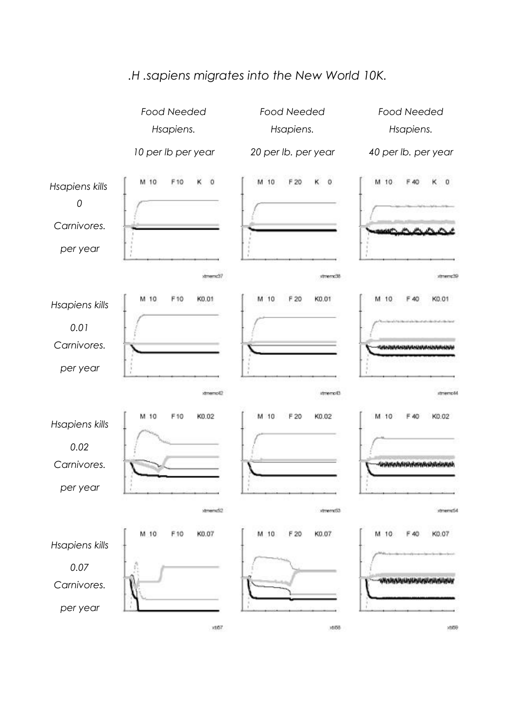*.H .sapiens migrates into the New World 10K.*

| | *Food Needed Hsapiens. 10 per lb per year* | *Food Needed Hsapiens. 20 per lb. per year* | *Food Needed Hsapiens. 40 per lb. per year* |
|---|---|---|---|
| *Hsapiens kills 0 Carnivores. per year* | M 10 F10 K 0 (xtmemc37) | M 10 F 20 K 0 (xtmemc38) | M 10 F 40 K 0 (xtmemc39) |
| *Hsapiens kills 0.01 Carnivores. per year* | M 10 F10 K0.01 (xtmemo42) | M 10 F 20 K0.01 (xtmemo43) | M 10 F 40 K0.01 (xtmemo44) |
| *Hsapiens kills 0.02 Carnivores. per year* | M 10 F10 K0.02 (xtmemc52) | M 10 F 20 K0.02 (xtmemc53) | M 10 F 40 K0.02 (xtmemc54) |
| *Hsapiens kills 0.07 Carnivores. per year* | M 10 F10 K0.07 (xti67) | M 10 F 20 K0.07 (xti68) | M 10 F 40 K0.07 (xti69) |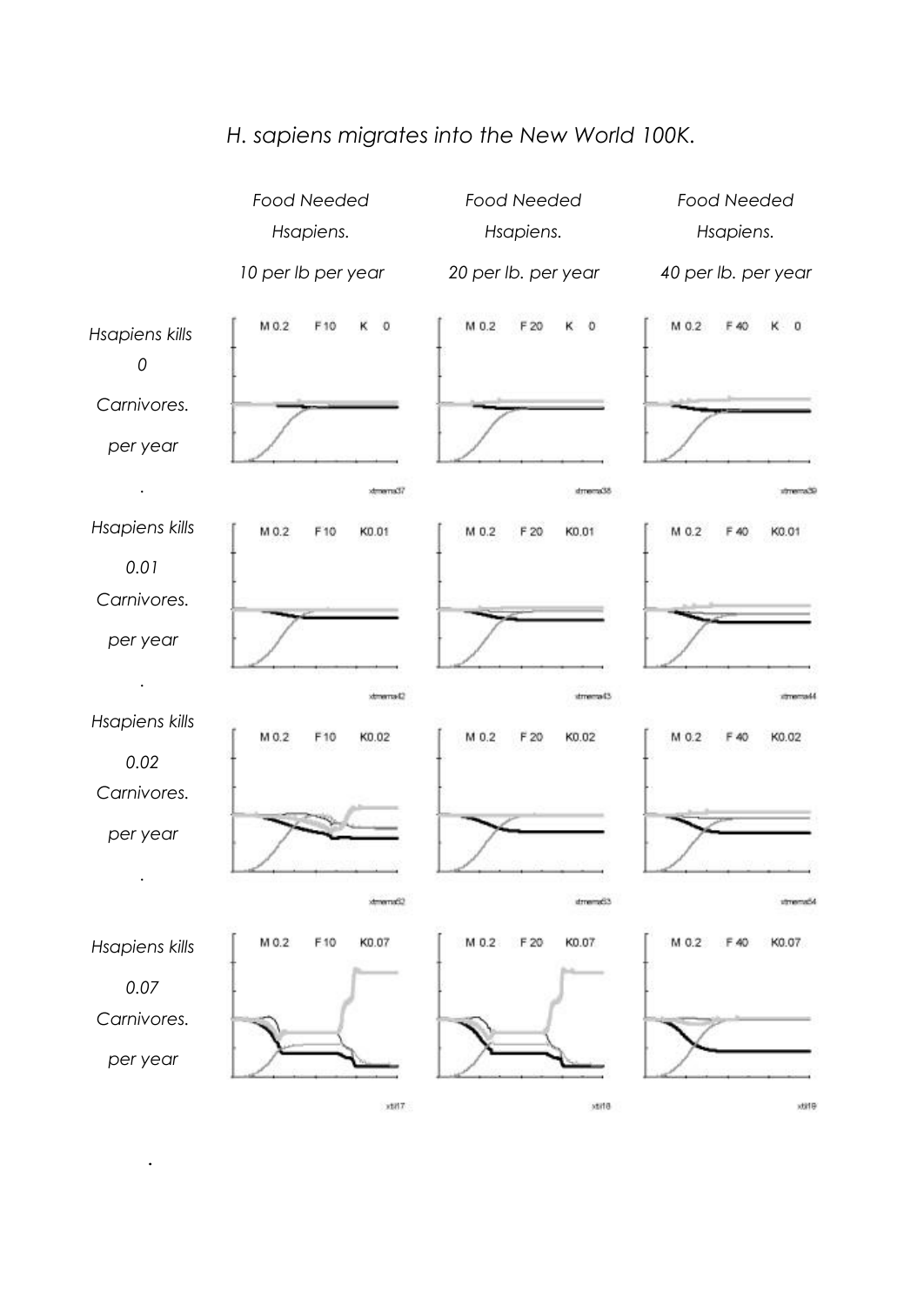*H. sapiens migrates into the New World 100K.*

*Food Needed Hsapiens. 10 per lb per year*

*Food Needed Hsapiens. 20 per lb. per year*

*Food Needed Hsapiens. 40 per lb. per year*

*Hsapiens kills 0 Carnivores. per year*

M 0.2 F 10 K 0

xtmema37

M 0.2 F 20 K 0

xtmema38

M 0.2 F 40 K 0

xtmema39

*Hsapiens kills 0.01 Carnivores. per year*

M 0.2 F 10 K0.01

xtmema42

M 0.2 F 20 K0.01

xtmema43

M 0.2 F 40 K0.01

xtmema44

*Hsapiens kills 0.02 Carnivores. per year*

M 0.2 F 10 K0.02

xtmema52

M 0.2 F 20 K0.02

xtmema53

M 0.2 F 40 K0.02

xtmema54

*Hsapiens kills 0.07 Carnivores. per year*

M 0.2 F 10 K0.07

xtil17

M 0.2 F 20 K0.07

xtil18

M 0.2 F 40 K0.07

xtil19